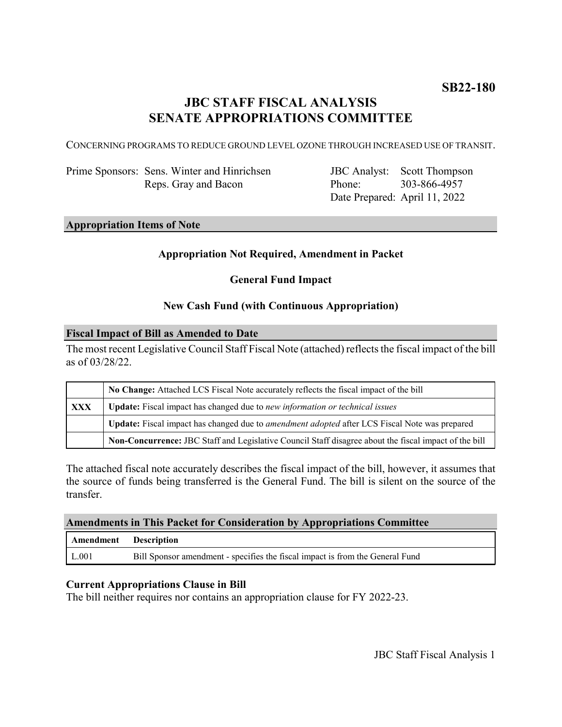**SB22-180**

# JBC STAFF FISCAL ANALYSIS
# SENATE APPROPRIATIONS COMMITTEE

CONCERNING PROGRAMS TO REDUCE GROUND LEVEL OZONE THROUGH INCREASED USE OF TRANSIT.

| | | | |
|---|---|---|---|
| Prime Sponsors: | Sens. Winter and Hinrichsen | JBC Analyst: | Scott Thompson |
| | Reps. Gray and Bacon | Phone: | 303-866-4957 |
| | | Date Prepared: | April 11, 2022 |

## Appropriation Items of Note

**Appropriation Not Required, Amendment in Packet**

**General Fund Impact**

**New Cash Fund (with Continuous Appropriation)**

## Fiscal Impact of Bill as Amended to Date

The most recent Legislative Council Staff Fiscal Note (attached) reflects the fiscal impact of the bill as of 03/28/22.

| | |
|---|---|
| | **No Change:** Attached LCS Fiscal Note accurately reflects the fiscal impact of the bill |
| **XXX** | **Update:** Fiscal impact has changed due to *new information or technical issues* |
| | **Update:** Fiscal impact has changed due to *amendment adopted* after LCS Fiscal Note was prepared |
| | **Non-Concurrence:** JBC Staff and Legislative Council Staff disagree about the fiscal impact of the bill |

The attached fiscal note accurately describes the fiscal impact of the bill, however, it assumes that the source of funds being transferred is the General Fund. The bill is silent on the source of the transfer.

## Amendments in This Packet for Consideration by Appropriations Committee

| Amendment | Description |
|---|---|
| L.001 | Bill Sponsor amendment - specifies the fiscal impact is from the General Fund |

### Current Appropriations Clause in Bill

The bill neither requires nor contains an appropriation clause for FY 2022-23.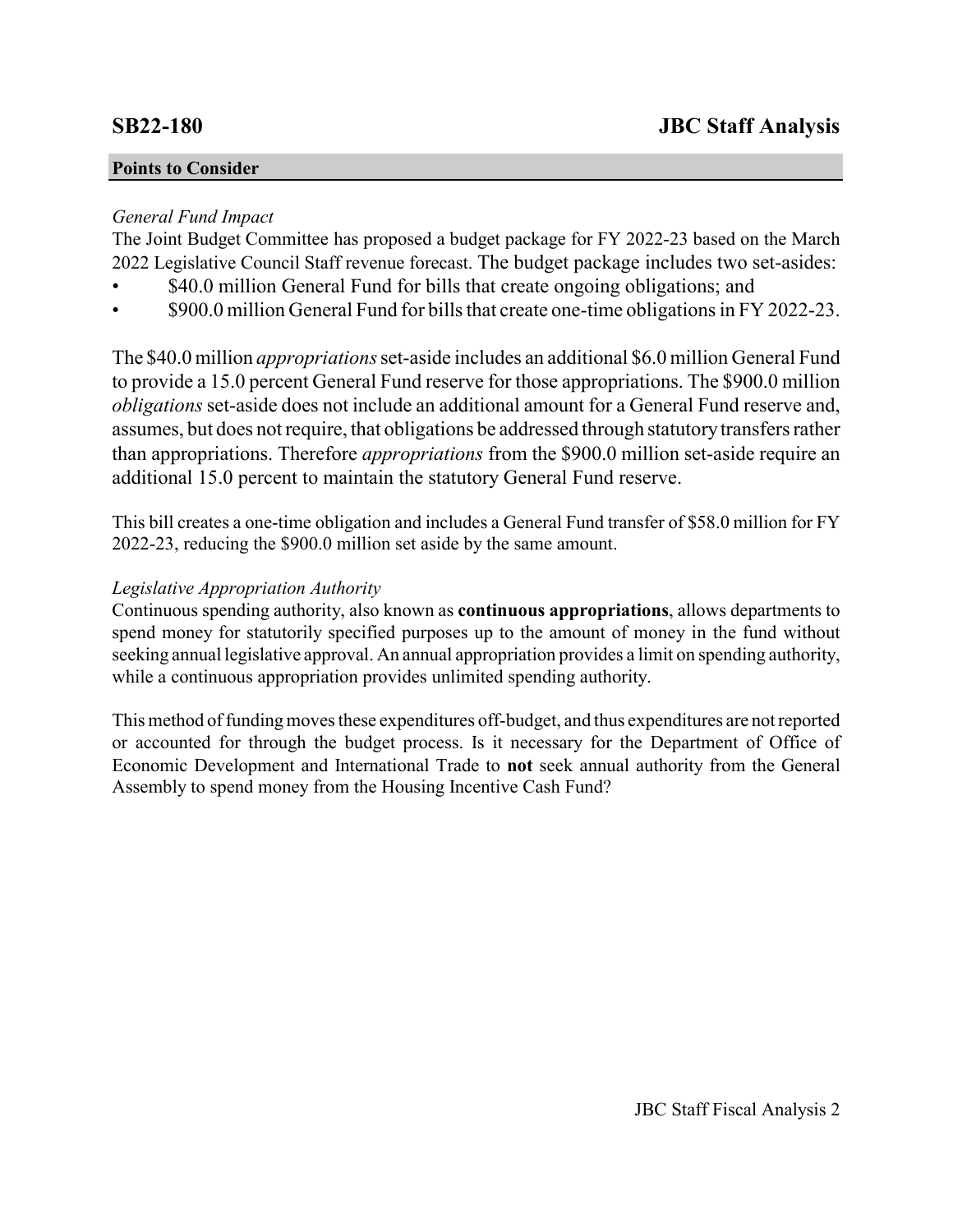**SB22-180** **JBC Staff Analysis**

## Points to Consider

*General Fund Impact*

The Joint Budget Committee has proposed a budget package for FY 2022-23 based on the March 2022 Legislative Council Staff revenue forecast. The budget package includes two set-asides:

- $40.0 million General Fund for bills that create ongoing obligations; and
- $900.0 million General Fund for bills that create one-time obligations in FY 2022-23.

The $40.0 million *appropriations* set-aside includes an additional $6.0 million General Fund to provide a 15.0 percent General Fund reserve for those appropriations. The $900.0 million *obligations* set-aside does not include an additional amount for a General Fund reserve and, assumes, but does not require, that obligations be addressed through statutory transfers rather than appropriations. Therefore *appropriations* from the $900.0 million set-aside require an additional 15.0 percent to maintain the statutory General Fund reserve.

This bill creates a one-time obligation and includes a General Fund transfer of $58.0 million for FY 2022-23, reducing the $900.0 million set aside by the same amount.

*Legislative Appropriation Authority*

Continuous spending authority, also known as **continuous appropriations**, allows departments to spend money for statutorily specified purposes up to the amount of money in the fund without seeking annual legislative approval. An annual appropriation provides a limit on spending authority, while a continuous appropriation provides unlimited spending authority.

This method of funding moves these expenditures off-budget, and thus expenditures are not reported or accounted for through the budget process. Is it necessary for the Department of Office of Economic Development and International Trade to **not** seek annual authority from the General Assembly to spend money from the Housing Incentive Cash Fund?